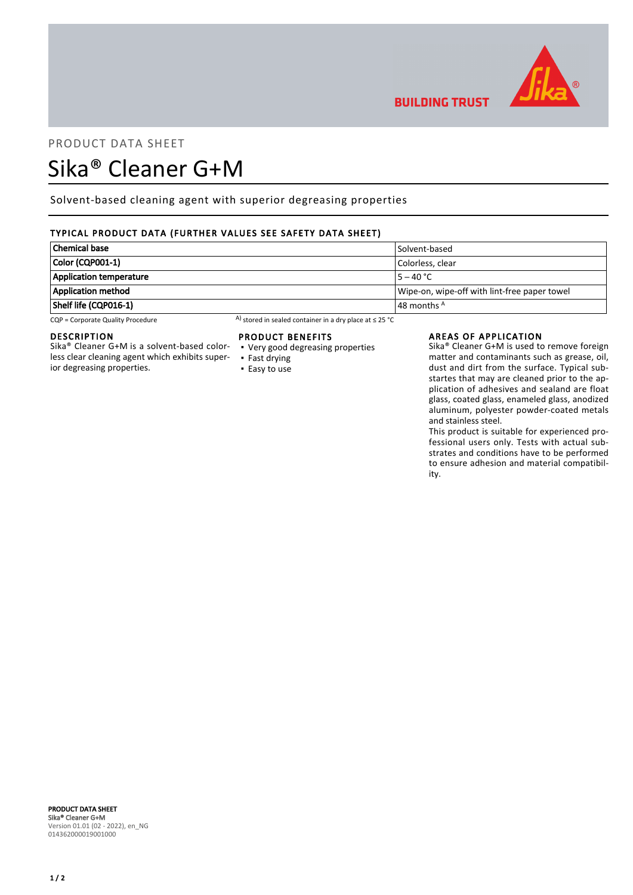PRODUCT DATA SHEET

# Sika® Cleaner G+M

Solvent-based cleaning agent with superior degreasing properties

## TYPICAL PRODUCT DATA (FURTHER VALUES SEE SAFETY DATA SHEET)

| | |
|---|---|
| **Chemical base** | Solvent-based |
| **Color (CQP001-1)** | Colorless, clear |
| **Application temperature** | 5 – 40 °C |
| **Application method** | Wipe-on, wipe-off with lint-free paper towel |
| **Shelf life (CQP016-1)** | 48 months [A] |

CQP = Corporate Quality Procedure

[A] stored in sealed container in a dry place at ≤ 25 °C

## DESCRIPTION

Sika® Cleaner G+M is a solvent-based colorless clear cleaning agent which exhibits superior degreasing properties.

## PRODUCT BENEFITS

- Very good degreasing properties
- Fast drying
- Easy to use

## AREAS OF APPLICATION

Sika® Cleaner G+M is used to remove foreign matter and contaminants such as grease, oil, dust and dirt from the surface. Typical substartes that may are cleaned prior to the application of adhesives and sealand are float glass, coated glass, enameled glass, anodized aluminum, polyester powder-coated metals and stainless steel.

This product is suitable for experienced professional users only. Tests with actual substrates and conditions have to be performed to ensure adhesion and material compatibility.

**PRODUCT DATA SHEET**
Sika® Cleaner G+M
Version 01.01 (02 - 2022), en_NG
014362000019001000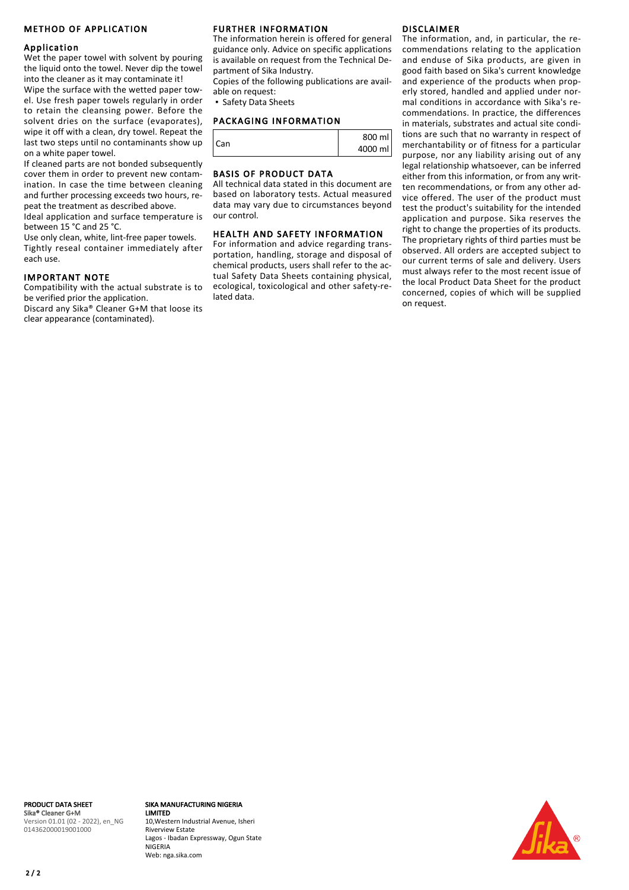## METHOD OF APPLICATION

### Application

Wet the paper towel with solvent by pouring the liquid onto the towel. Never dip the towel into the cleaner as it may contaminate it!

Wipe the surface with the wetted paper towel. Use fresh paper towels regularly in order to retain the cleansing power. Before the solvent dries on the surface (evaporates), wipe it off with a clean, dry towel. Repeat the last two steps until no contaminants show up on a white paper towel.

If cleaned parts are not bonded subsequently cover them in order to prevent new contamination. In case the time between cleaning and further processing exceeds two hours, repeat the treatment as described above.

Ideal application and surface temperature is between 15 °C and 25 °C.

Use only clean, white, lint-free paper towels.

Tightly reseal container immediately after each use.

## IMPORTANT NOTE

Compatibility with the actual substrate is to be verified prior the application.

Discard any Sika® Cleaner G+M that loose its clear appearance (contaminated).

## FURTHER INFORMATION

The information herein is offered for general guidance only. Advice on specific applications is available on request from the Technical Department of Sika Industry.

Copies of the following publications are available on request:

- Safety Data Sheets

## PACKAGING INFORMATION

| | |
|---|---|
| Can | 800 ml<br>4000 ml |

## BASIS OF PRODUCT DATA

All technical data stated in this document are based on laboratory tests. Actual measured data may vary due to circumstances beyond our control.

## HEALTH AND SAFETY INFORMATION

For information and advice regarding transportation, handling, storage and disposal of chemical products, users shall refer to the actual Safety Data Sheets containing physical, ecological, toxicological and other safety-related data.

## DISCLAIMER

The information, and, in particular, the recommendations relating to the application and enduse of Sika products, are given in good faith based on Sika's current knowledge and experience of the products when properly stored, handled and applied under normal conditions in accordance with Sika's recommendations. In practice, the differences in materials, substrates and actual site conditions are such that no warranty in respect of merchantability or of fitness for a particular purpose, nor any liability arising out of any legal relationship whatsoever, can be inferred either from this information, or from any written recommendations, or from any other advice offered. The user of the product must test the product's suitability for the intended application and purpose. Sika reserves the right to change the properties of its products. The proprietary rights of third parties must be observed. All orders are accepted subject to our current terms of sale and delivery. Users must always refer to the most recent issue of the local Product Data Sheet for the product concerned, copies of which will be supplied on request.

**PRODUCT DATA SHEET**
**Sika® Cleaner G+M**
Version 01.01 (02 - 2022), en_NG
014362000019001000

**SIKA MANUFACTURING NIGERIA LIMITED**
10,Western Industrial Avenue, Isheri
Riverview Estate
Lagos - Ibadan Expressway, Ogun State
NIGERIA
Web: nga.sika.com